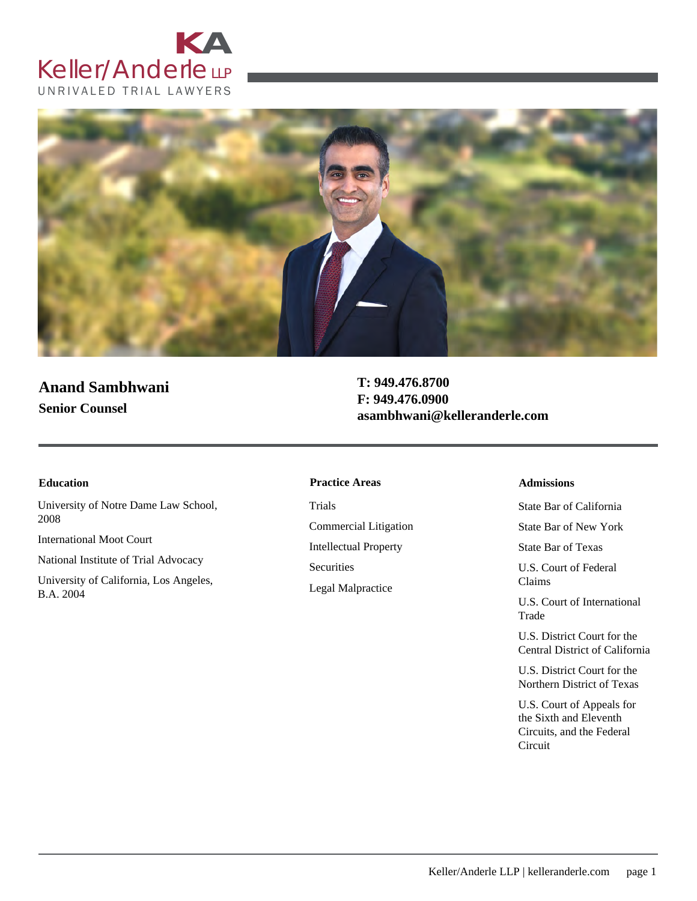# Anand Sambhwani

**Senior Counsel**

**T: 949.476.8700**
**F: 949.476.0900**
**asambhwani@kelleranderle.com**

### Education

University of Notre Dame Law School, 2008

International Moot Court

National Institute of Trial Advocacy

University of California, Los Angeles, B.A. 2004

### Practice Areas

Trials

Commercial Litigation

Intellectual Property

Securities

Legal Malpractice

### Admissions

State Bar of California

State Bar of New York

State Bar of Texas

U.S. Court of Federal Claims

U.S. Court of International Trade

U.S. District Court for the Central District of California

U.S. District Court for the Northern District of Texas

U.S. Court of Appeals for the Sixth and Eleventh Circuits, and the Federal Circuit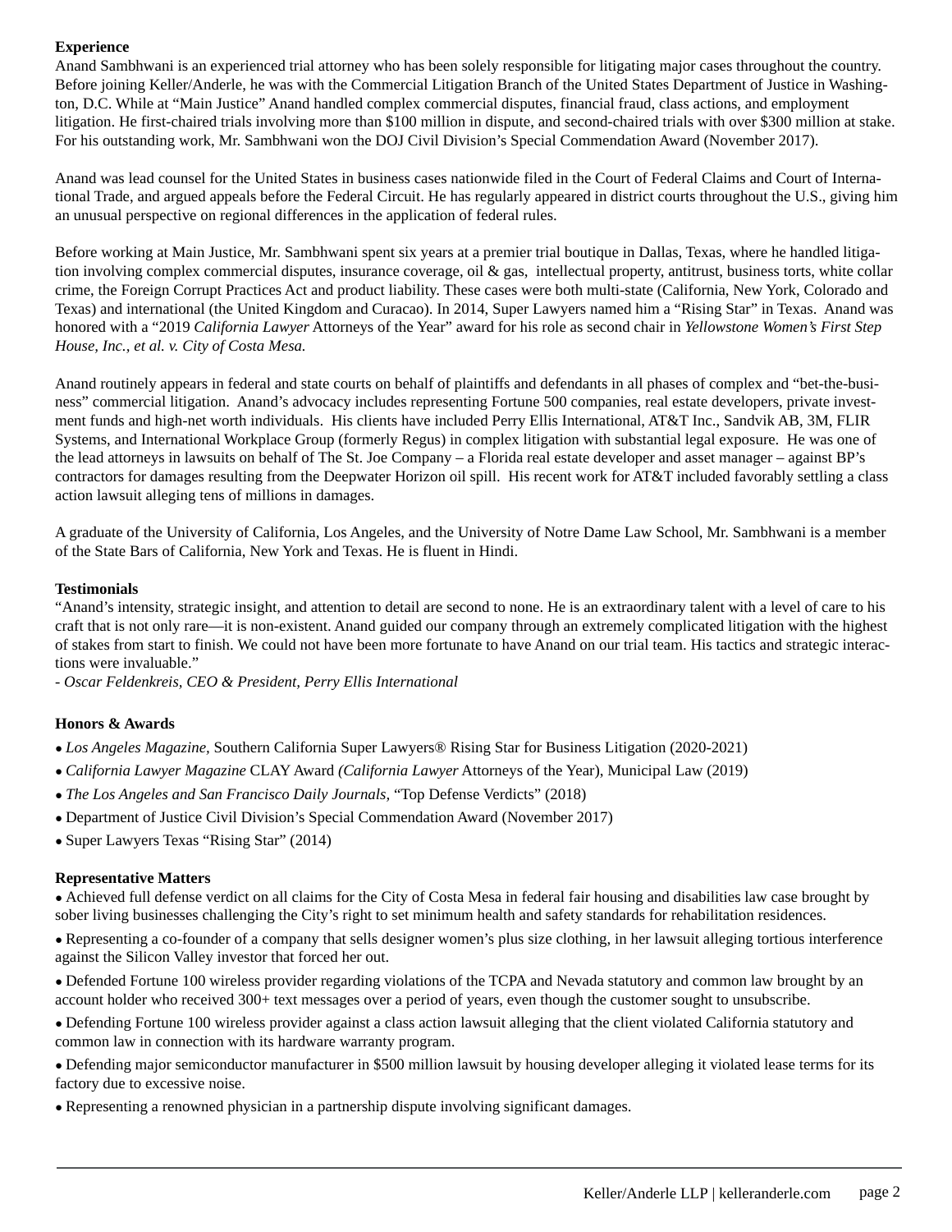**Experience**

Anand Sambhwani is an experienced trial attorney who has been solely responsible for litigating major cases throughout the country. Before joining Keller/Anderle, he was with the Commercial Litigation Branch of the United States Department of Justice in Washington, D.C. While at "Main Justice" Anand handled complex commercial disputes, financial fraud, class actions, and employment litigation. He first-chaired trials involving more than $100 million in dispute, and second-chaired trials with over $300 million at stake. For his outstanding work, Mr. Sambhwani won the DOJ Civil Division's Special Commendation Award (November 2017).

Anand was lead counsel for the United States in business cases nationwide filed in the Court of Federal Claims and Court of International Trade, and argued appeals before the Federal Circuit. He has regularly appeared in district courts throughout the U.S., giving him an unusual perspective on regional differences in the application of federal rules.

Before working at Main Justice, Mr. Sambhwani spent six years at a premier trial boutique in Dallas, Texas, where he handled litigation involving complex commercial disputes, insurance coverage, oil & gas, intellectual property, antitrust, business torts, white collar crime, the Foreign Corrupt Practices Act and product liability. These cases were both multi-state (California, New York, Colorado and Texas) and international (the United Kingdom and Curacao). In 2014, Super Lawyers named him a "Rising Star" in Texas. Anand was honored with a "2019 *California Lawyer* Attorneys of the Year" award for his role as second chair in *Yellowstone Women's First Step House, Inc., et al. v. City of Costa Mesa.*

Anand routinely appears in federal and state courts on behalf of plaintiffs and defendants in all phases of complex and "bet-the-business" commercial litigation. Anand's advocacy includes representing Fortune 500 companies, real estate developers, private investment funds and high-net worth individuals. His clients have included Perry Ellis International, AT&T Inc., Sandvik AB, 3M, FLIR Systems, and International Workplace Group (formerly Regus) in complex litigation with substantial legal exposure. He was one of the lead attorneys in lawsuits on behalf of The St. Joe Company – a Florida real estate developer and asset manager – against BP's contractors for damages resulting from the Deepwater Horizon oil spill. His recent work for AT&T included favorably settling a class action lawsuit alleging tens of millions in damages.

A graduate of the University of California, Los Angeles, and the University of Notre Dame Law School, Mr. Sambhwani is a member of the State Bars of California, New York and Texas. He is fluent in Hindi.

**Testimonials**

"Anand's intensity, strategic insight, and attention to detail are second to none. He is an extraordinary talent with a level of care to his craft that is not only rare—it is non-existent. Anand guided our company through an extremely complicated litigation with the highest of stakes from start to finish. We could not have been more fortunate to have Anand on our trial team. His tactics and strategic interactions were invaluable."

*- Oscar Feldenkreis, CEO & President, Perry Ellis International*

**Honors & Awards**

- *Los Angeles Magazine,* Southern California Super Lawyers® Rising Star for Business Litigation (2020-2021)
- *California Lawyer Magazine* CLAY Award *(California Lawyer* Attorneys of the Year), Municipal Law (2019)
- *The Los Angeles and San Francisco Daily Journals,* "Top Defense Verdicts" (2018)
- Department of Justice Civil Division's Special Commendation Award (November 2017)
- Super Lawyers Texas "Rising Star" (2014)

**Representative Matters**

- Achieved full defense verdict on all claims for the City of Costa Mesa in federal fair housing and disabilities law case brought by sober living businesses challenging the City's right to set minimum health and safety standards for rehabilitation residences.
- Representing a co-founder of a company that sells designer women's plus size clothing, in her lawsuit alleging tortious interference against the Silicon Valley investor that forced her out.
- Defended Fortune 100 wireless provider regarding violations of the TCPA and Nevada statutory and common law brought by an account holder who received 300+ text messages over a period of years, even though the customer sought to unsubscribe.
- Defending Fortune 100 wireless provider against a class action lawsuit alleging that the client violated California statutory and common law in connection with its hardware warranty program.
- Defending major semiconductor manufacturer in $500 million lawsuit by housing developer alleging it violated lease terms for its factory due to excessive noise.
- Representing a renowned physician in a partnership dispute involving significant damages.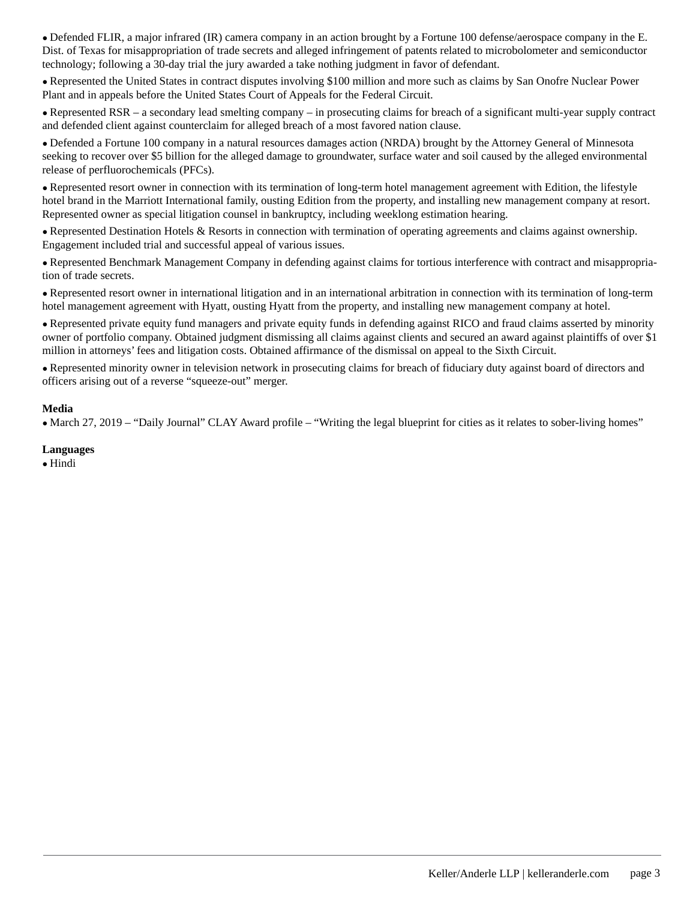- Defended FLIR, a major infrared (IR) camera company in an action brought by a Fortune 100 defense/aerospace company in the E. Dist. of Texas for misappropriation of trade secrets and alleged infringement of patents related to microbolometer and semiconductor technology; following a 30-day trial the jury awarded a take nothing judgment in favor of defendant.
- Represented the United States in contract disputes involving $100 million and more such as claims by San Onofre Nuclear Power Plant and in appeals before the United States Court of Appeals for the Federal Circuit.
- Represented RSR – a secondary lead smelting company – in prosecuting claims for breach of a significant multi-year supply contract and defended client against counterclaim for alleged breach of a most favored nation clause.
- Defended a Fortune 100 company in a natural resources damages action (NRDA) brought by the Attorney General of Minnesota seeking to recover over $5 billion for the alleged damage to groundwater, surface water and soil caused by the alleged environmental release of perfluorochemicals (PFCs).
- Represented resort owner in connection with its termination of long-term hotel management agreement with Edition, the lifestyle hotel brand in the Marriott International family, ousting Edition from the property, and installing new management company at resort. Represented owner as special litigation counsel in bankruptcy, including weeklong estimation hearing.
- Represented Destination Hotels & Resorts in connection with termination of operating agreements and claims against ownership. Engagement included trial and successful appeal of various issues.
- Represented Benchmark Management Company in defending against claims for tortious interference with contract and misappropriation of trade secrets.
- Represented resort owner in international litigation and in an international arbitration in connection with its termination of long-term hotel management agreement with Hyatt, ousting Hyatt from the property, and installing new management company at hotel.
- Represented private equity fund managers and private equity funds in defending against RICO and fraud claims asserted by minority owner of portfolio company. Obtained judgment dismissing all claims against clients and secured an award against plaintiffs of over $1 million in attorneys' fees and litigation costs. Obtained affirmance of the dismissal on appeal to the Sixth Circuit.
- Represented minority owner in television network in prosecuting claims for breach of fiduciary duty against board of directors and officers arising out of a reverse "squeeze-out" merger.

**Media**

- March 27, 2019 – "Daily Journal" CLAY Award profile – "Writing the legal blueprint for cities as it relates to sober-living homes"

**Languages**

- Hindi